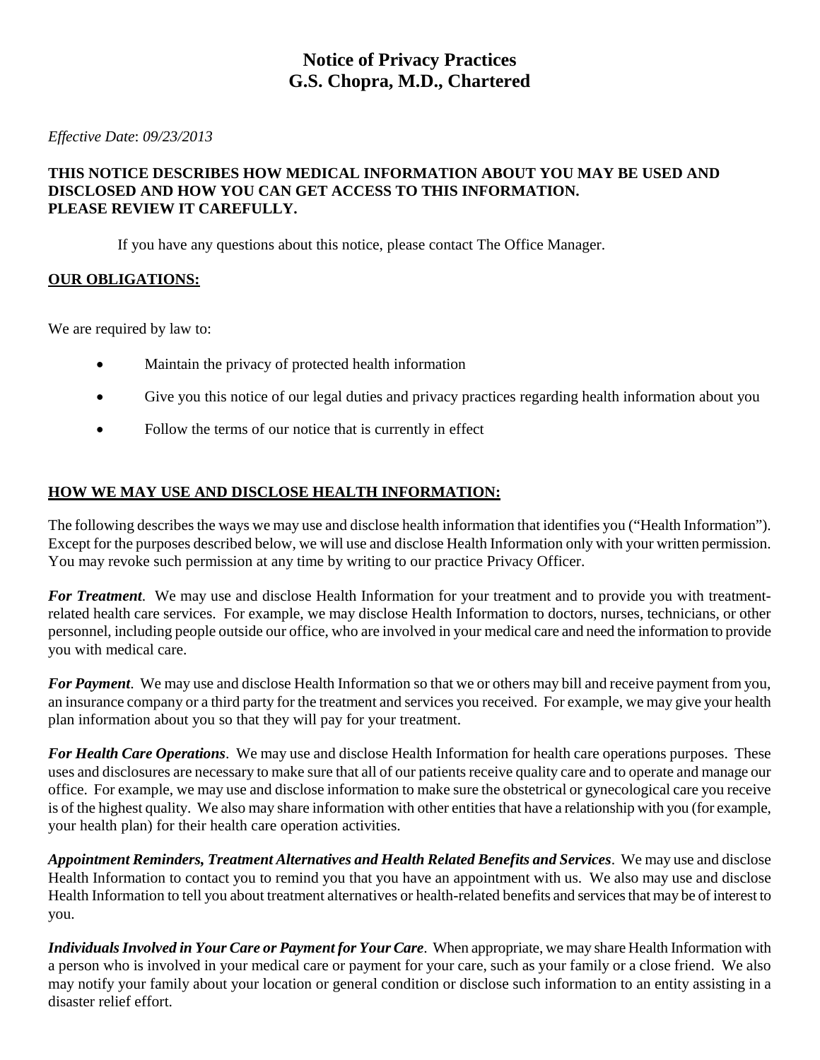# Notice of Privacy Practices
# G.S. Chopra, M.D., Chartered

*Effective Date*: *09/23/2013*

**THIS NOTICE DESCRIBES HOW MEDICAL INFORMATION ABOUT YOU MAY BE USED AND DISCLOSED AND HOW YOU CAN GET ACCESS TO THIS INFORMATION.**
**PLEASE REVIEW IT CAREFULLY.**

If you have any questions about this notice, please contact The Office Manager.

## OUR OBLIGATIONS:

We are required by law to:

- Maintain the privacy of protected health information
- Give you this notice of our legal duties and privacy practices regarding health information about you
- Follow the terms of our notice that is currently in effect

## HOW WE MAY USE AND DISCLOSE HEALTH INFORMATION:

The following describes the ways we may use and disclose health information that identifies you ("Health Information"). Except for the purposes described below, we will use and disclose Health Information only with your written permission. You may revoke such permission at any time by writing to our practice Privacy Officer.

***For Treatment***. We may use and disclose Health Information for your treatment and to provide you with treatment-related health care services. For example, we may disclose Health Information to doctors, nurses, technicians, or other personnel, including people outside our office, who are involved in your medical care and need the information to provide you with medical care.

***For Payment***. We may use and disclose Health Information so that we or others may bill and receive payment from you, an insurance company or a third party for the treatment and services you received. For example, we may give your health plan information about you so that they will pay for your treatment.

***For Health Care Operations***. We may use and disclose Health Information for health care operations purposes. These uses and disclosures are necessary to make sure that all of our patients receive quality care and to operate and manage our office. For example, we may use and disclose information to make sure the obstetrical or gynecological care you receive is of the highest quality. We also may share information with other entities that have a relationship with you (for example, your health plan) for their health care operation activities.

***Appointment Reminders, Treatment Alternatives and Health Related Benefits and Services***. We may use and disclose Health Information to contact you to remind you that you have an appointment with us. We also may use and disclose Health Information to tell you about treatment alternatives or health-related benefits and services that may be of interest to you.

***Individuals Involved in Your Care or Payment for Your Care***. When appropriate, we may share Health Information with a person who is involved in your medical care or payment for your care, such as your family or a close friend. We also may notify your family about your location or general condition or disclose such information to an entity assisting in a disaster relief effort.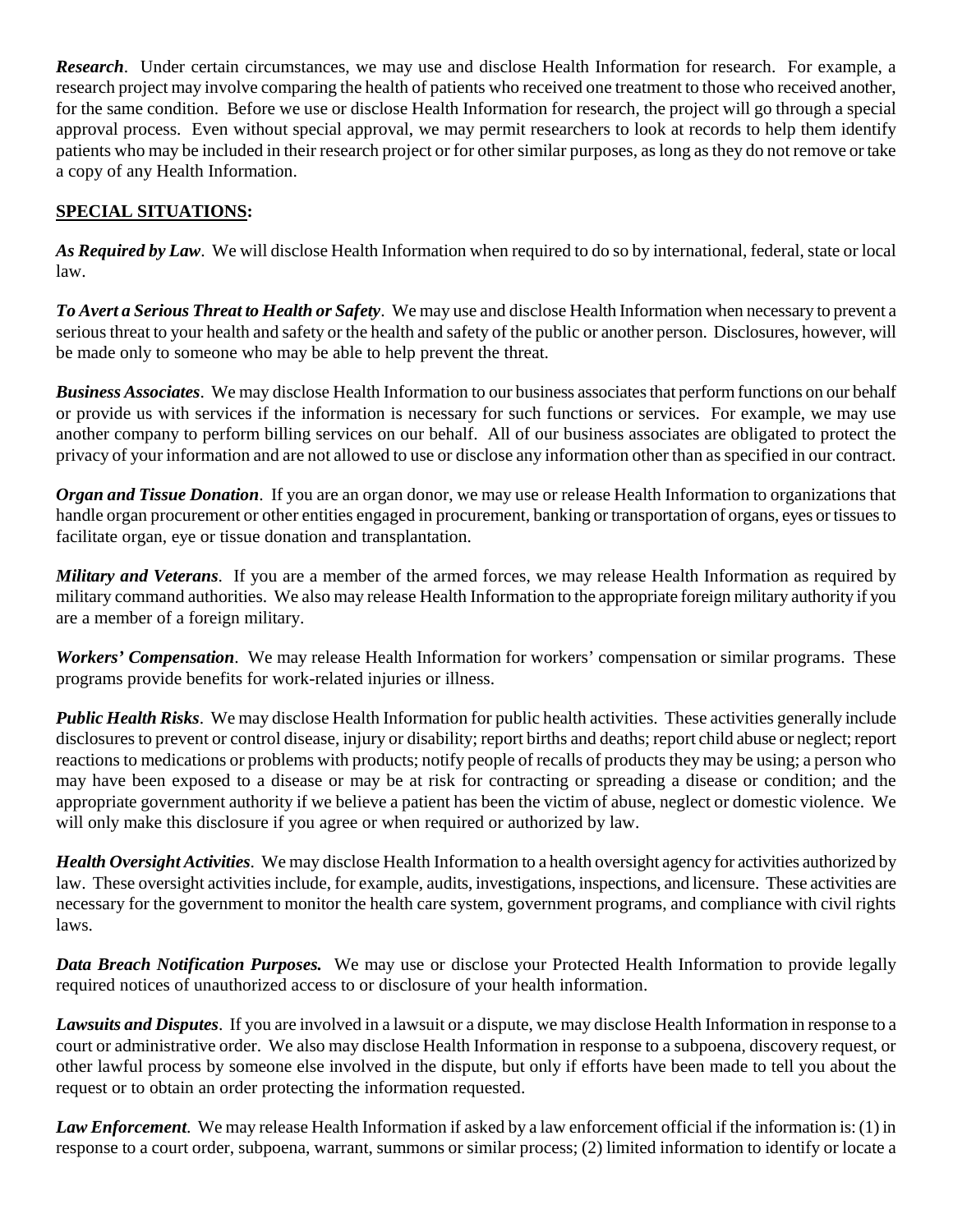***Research***. Under certain circumstances, we may use and disclose Health Information for research. For example, a research project may involve comparing the health of patients who received one treatment to those who received another, for the same condition. Before we use or disclose Health Information for research, the project will go through a special approval process. Even without special approval, we may permit researchers to look at records to help them identify patients who may be included in their research project or for other similar purposes, as long as they do not remove or take a copy of any Health Information.

**SPECIAL SITUATIONS:**

***As Required by Law***. We will disclose Health Information when required to do so by international, federal, state or local law.

***To Avert a Serious Threat to Health or Safety***. We may use and disclose Health Information when necessary to prevent a serious threat to your health and safety or the health and safety of the public or another person. Disclosures, however, will be made only to someone who may be able to help prevent the threat.

***Business Associates***. We may disclose Health Information to our business associates that perform functions on our behalf or provide us with services if the information is necessary for such functions or services. For example, we may use another company to perform billing services on our behalf. All of our business associates are obligated to protect the privacy of your information and are not allowed to use or disclose any information other than as specified in our contract.

***Organ and Tissue Donation***. If you are an organ donor, we may use or release Health Information to organizations that handle organ procurement or other entities engaged in procurement, banking or transportation of organs, eyes or tissues to facilitate organ, eye or tissue donation and transplantation.

***Military and Veterans***. If you are a member of the armed forces, we may release Health Information as required by military command authorities. We also may release Health Information to the appropriate foreign military authority if you are a member of a foreign military.

***Workers' Compensation***. We may release Health Information for workers' compensation or similar programs. These programs provide benefits for work-related injuries or illness.

***Public Health Risks***. We may disclose Health Information for public health activities. These activities generally include disclosures to prevent or control disease, injury or disability; report births and deaths; report child abuse or neglect; report reactions to medications or problems with products; notify people of recalls of products they may be using; a person who may have been exposed to a disease or may be at risk for contracting or spreading a disease or condition; and the appropriate government authority if we believe a patient has been the victim of abuse, neglect or domestic violence. We will only make this disclosure if you agree or when required or authorized by law.

***Health Oversight Activities***. We may disclose Health Information to a health oversight agency for activities authorized by law. These oversight activities include, for example, audits, investigations, inspections, and licensure. These activities are necessary for the government to monitor the health care system, government programs, and compliance with civil rights laws.

***Data Breach Notification Purposes.*** We may use or disclose your Protected Health Information to provide legally required notices of unauthorized access to or disclosure of your health information.

***Lawsuits and Disputes***. If you are involved in a lawsuit or a dispute, we may disclose Health Information in response to a court or administrative order. We also may disclose Health Information in response to a subpoena, discovery request, or other lawful process by someone else involved in the dispute, but only if efforts have been made to tell you about the request or to obtain an order protecting the information requested.

***Law Enforcement***. We may release Health Information if asked by a law enforcement official if the information is: (1) in response to a court order, subpoena, warrant, summons or similar process; (2) limited information to identify or locate a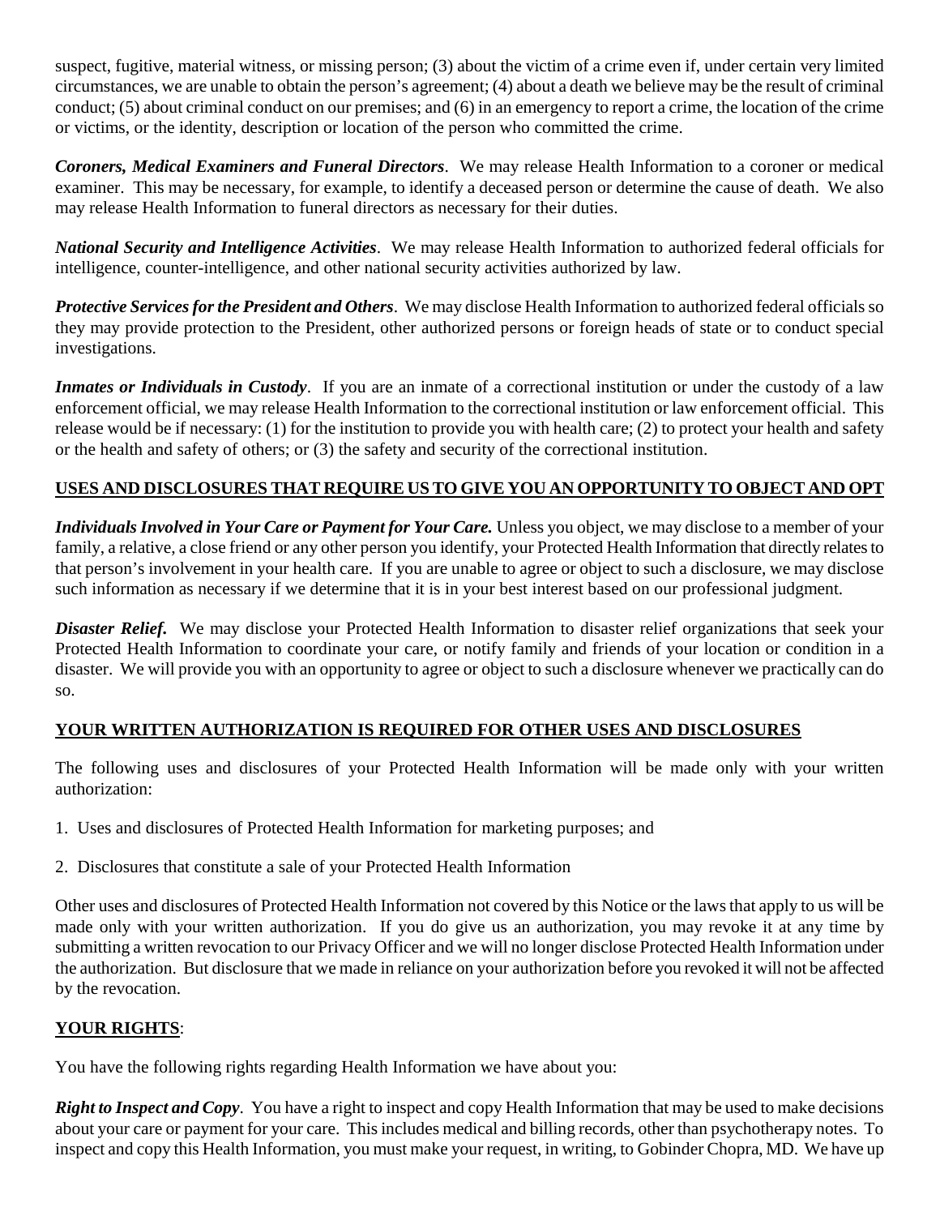suspect, fugitive, material witness, or missing person; (3) about the victim of a crime even if, under certain very limited circumstances, we are unable to obtain the person's agreement; (4) about a death we believe may be the result of criminal conduct; (5) about criminal conduct on our premises; and (6) in an emergency to report a crime, the location of the crime or victims, or the identity, description or location of the person who committed the crime.

***Coroners, Medical Examiners and Funeral Directors***. We may release Health Information to a coroner or medical examiner. This may be necessary, for example, to identify a deceased person or determine the cause of death. We also may release Health Information to funeral directors as necessary for their duties.

***National Security and Intelligence Activities***. We may release Health Information to authorized federal officials for intelligence, counter-intelligence, and other national security activities authorized by law.

***Protective Services for the President and Others***. We may disclose Health Information to authorized federal officials so they may provide protection to the President, other authorized persons or foreign heads of state or to conduct special investigations.

***Inmates or Individuals in Custody***. If you are an inmate of a correctional institution or under the custody of a law enforcement official, we may release Health Information to the correctional institution or law enforcement official. This release would be if necessary: (1) for the institution to provide you with health care; (2) to protect your health and safety or the health and safety of others; or (3) the safety and security of the correctional institution.

**USES AND DISCLOSURES THAT REQUIRE US TO GIVE YOU AN OPPORTUNITY TO OBJECT AND OPT**

***Individuals Involved in Your Care or Payment for Your Care.*** Unless you object, we may disclose to a member of your family, a relative, a close friend or any other person you identify, your Protected Health Information that directly relates to that person's involvement in your health care. If you are unable to agree or object to such a disclosure, we may disclose such information as necessary if we determine that it is in your best interest based on our professional judgment.

***Disaster Relief.*** We may disclose your Protected Health Information to disaster relief organizations that seek your Protected Health Information to coordinate your care, or notify family and friends of your location or condition in a disaster. We will provide you with an opportunity to agree or object to such a disclosure whenever we practically can do so.

**YOUR WRITTEN AUTHORIZATION IS REQUIRED FOR OTHER USES AND DISCLOSURES**

The following uses and disclosures of your Protected Health Information will be made only with your written authorization:

1. Uses and disclosures of Protected Health Information for marketing purposes; and

2. Disclosures that constitute a sale of your Protected Health Information

Other uses and disclosures of Protected Health Information not covered by this Notice or the laws that apply to us will be made only with your written authorization. If you do give us an authorization, you may revoke it at any time by submitting a written revocation to our Privacy Officer and we will no longer disclose Protected Health Information under the authorization. But disclosure that we made in reliance on your authorization before you revoked it will not be affected by the revocation.

**YOUR RIGHTS**:

You have the following rights regarding Health Information we have about you:

***Right to Inspect and Copy***. You have a right to inspect and copy Health Information that may be used to make decisions about your care or payment for your care. This includes medical and billing records, other than psychotherapy notes. To inspect and copy this Health Information, you must make your request, in writing, to Gobinder Chopra, MD. We have up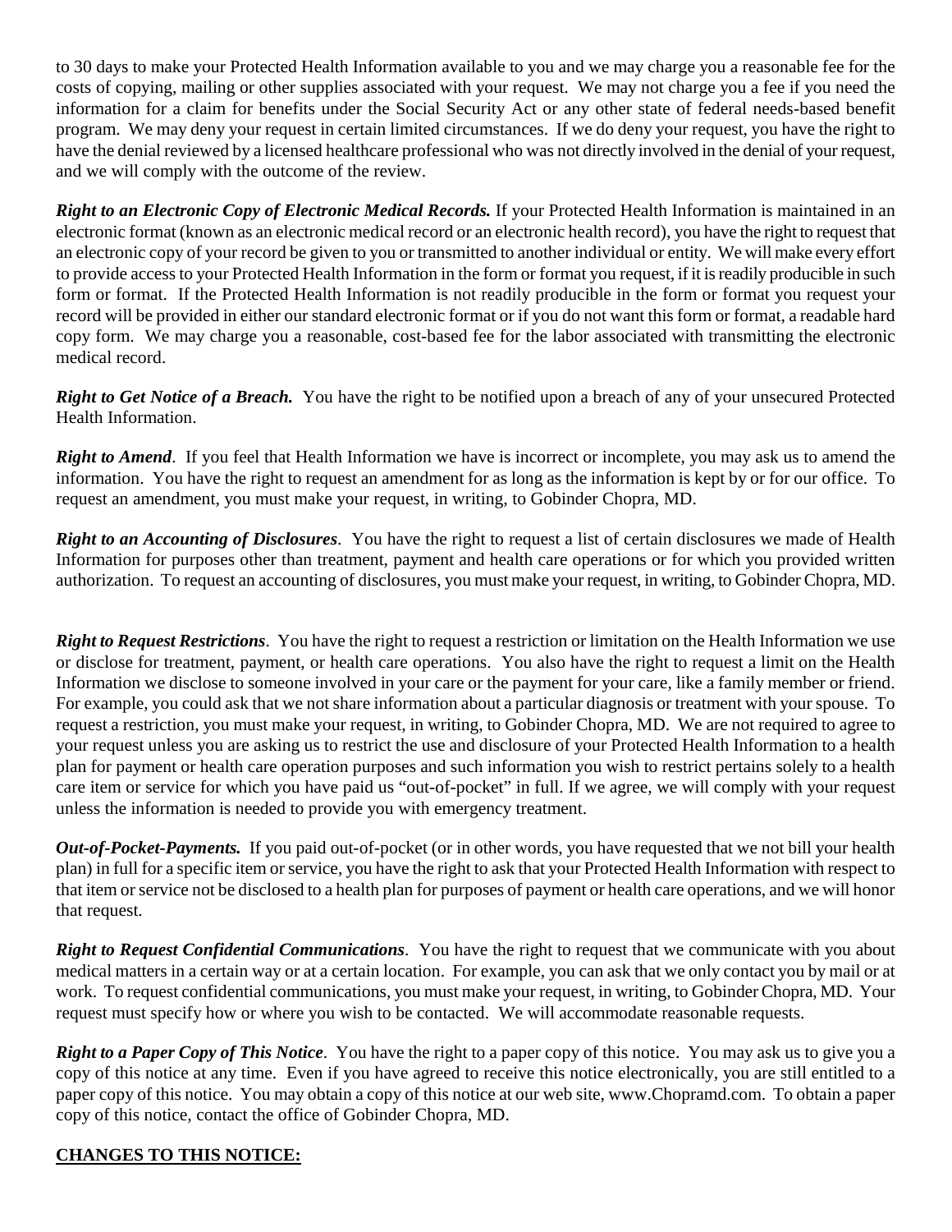to 30 days to make your Protected Health Information available to you and we may charge you a reasonable fee for the costs of copying, mailing or other supplies associated with your request. We may not charge you a fee if you need the information for a claim for benefits under the Social Security Act or any other state of federal needs-based benefit program. We may deny your request in certain limited circumstances. If we do deny your request, you have the right to have the denial reviewed by a licensed healthcare professional who was not directly involved in the denial of your request, and we will comply with the outcome of the review.

***Right to an Electronic Copy of Electronic Medical Records.*** If your Protected Health Information is maintained in an electronic format (known as an electronic medical record or an electronic health record), you have the right to request that an electronic copy of your record be given to you or transmitted to another individual or entity. We will make every effort to provide access to your Protected Health Information in the form or format you request, if it is readily producible in such form or format. If the Protected Health Information is not readily producible in the form or format you request your record will be provided in either our standard electronic format or if you do not want this form or format, a readable hard copy form. We may charge you a reasonable, cost-based fee for the labor associated with transmitting the electronic medical record.

***Right to Get Notice of a Breach.*** You have the right to be notified upon a breach of any of your unsecured Protected Health Information.

***Right to Amend***. If you feel that Health Information we have is incorrect or incomplete, you may ask us to amend the information. You have the right to request an amendment for as long as the information is kept by or for our office. To request an amendment, you must make your request, in writing, to Gobinder Chopra, MD.

***Right to an Accounting of Disclosures***. You have the right to request a list of certain disclosures we made of Health Information for purposes other than treatment, payment and health care operations or for which you provided written authorization. To request an accounting of disclosures, you must make your request, in writing, to Gobinder Chopra, MD.

***Right to Request Restrictions***. You have the right to request a restriction or limitation on the Health Information we use or disclose for treatment, payment, or health care operations. You also have the right to request a limit on the Health Information we disclose to someone involved in your care or the payment for your care, like a family member or friend. For example, you could ask that we not share information about a particular diagnosis or treatment with your spouse. To request a restriction, you must make your request, in writing, to Gobinder Chopra, MD. We are not required to agree to your request unless you are asking us to restrict the use and disclosure of your Protected Health Information to a health plan for payment or health care operation purposes and such information you wish to restrict pertains solely to a health care item or service for which you have paid us "out-of-pocket" in full. If we agree, we will comply with your request unless the information is needed to provide you with emergency treatment.

***Out-of-Pocket-Payments.*** If you paid out-of-pocket (or in other words, you have requested that we not bill your health plan) in full for a specific item or service, you have the right to ask that your Protected Health Information with respect to that item or service not be disclosed to a health plan for purposes of payment or health care operations, and we will honor that request.

***Right to Request Confidential Communications***. You have the right to request that we communicate with you about medical matters in a certain way or at a certain location. For example, you can ask that we only contact you by mail or at work. To request confidential communications, you must make your request, in writing, to Gobinder Chopra, MD. Your request must specify how or where you wish to be contacted. We will accommodate reasonable requests.

***Right to a Paper Copy of This Notice***. You have the right to a paper copy of this notice. You may ask us to give you a copy of this notice at any time. Even if you have agreed to receive this notice electronically, you are still entitled to a paper copy of this notice. You may obtain a copy of this notice at our web site, www.Chopramd.com. To obtain a paper copy of this notice, contact the office of Gobinder Chopra, MD.

**CHANGES TO THIS NOTICE:**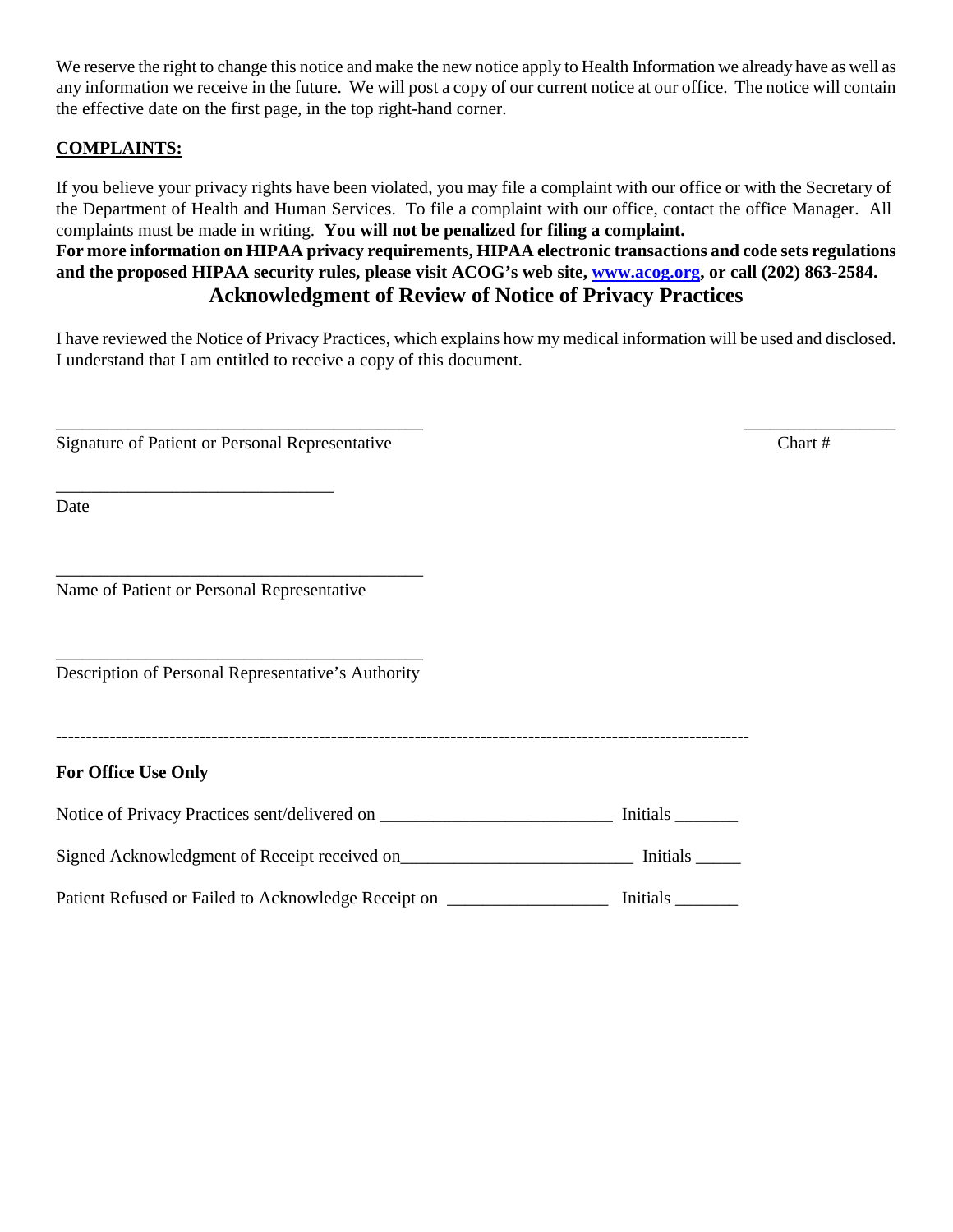We reserve the right to change this notice and make the new notice apply to Health Information we already have as well as any information we receive in the future. We will post a copy of our current notice at our office. The notice will contain the effective date on the first page, in the top right-hand corner.

**COMPLAINTS:**

If you believe your privacy rights have been violated, you may file a complaint with our office or with the Secretary of the Department of Health and Human Services. To file a complaint with our office, contact the office Manager. All complaints must be made in writing. **You will not be penalized for filing a complaint.**

**For more information on HIPAA privacy requirements, HIPAA electronic transactions and code sets regulations and the proposed HIPAA security rules, please visit ACOG's web site, www.acog.org, or call (202) 863-2584.**

## Acknowledgment of Review of Notice of Privacy Practices

I have reviewed the Notice of Privacy Practices, which explains how my medical information will be used and disclosed. I understand that I am entitled to receive a copy of this document.

_________________________________________ _________________

Signature of Patient or Personal Representative Chart #

_______________________________

Date

_________________________________________

Name of Patient or Personal Representative

_________________________________________

Description of Personal Representative's Authority

-------------------------------------------------------------------------------------------------------------

**For Office Use Only**

Notice of Privacy Practices sent/delivered on _________________________ Initials _______

Signed Acknowledgment of Receipt received on_________________________ Initials _____

Patient Refused or Failed to Acknowledge Receipt on _________________ Initials _______